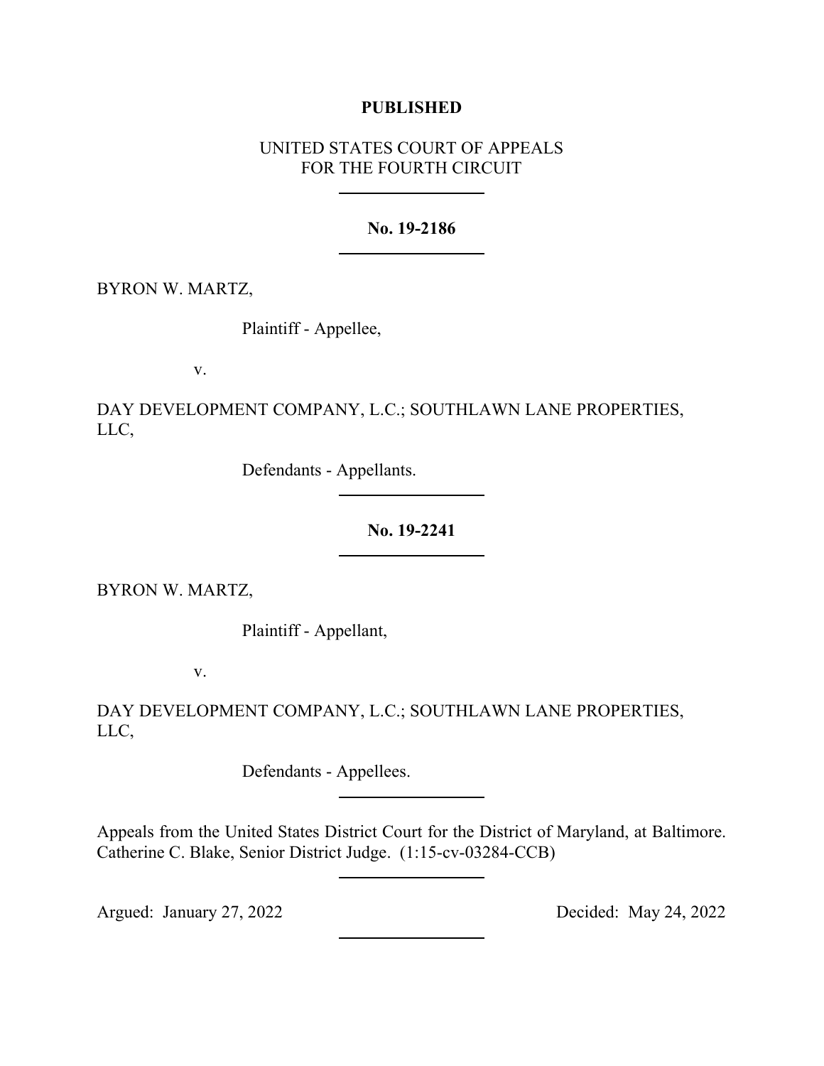**PUBLISHED**

UNITED STATES COURT OF APPEALS
FOR THE FOURTH CIRCUIT

---

**No. 19-2186**

---

BYRON W. MARTZ,

Plaintiff - Appellee,

v.

DAY DEVELOPMENT COMPANY, L.C.; SOUTHLAWN LANE PROPERTIES, LLC,

Defendants - Appellants.

---

**No. 19-2241**

---

BYRON W. MARTZ,

Plaintiff - Appellant,

v.

DAY DEVELOPMENT COMPANY, L.C.; SOUTHLAWN LANE PROPERTIES, LLC,

Defendants - Appellees.

---

Appeals from the United States District Court for the District of Maryland, at Baltimore. Catherine C. Blake, Senior District Judge. (1:15-cv-03284-CCB)

---

Argued: January 27, 2022 Decided: May 24, 2022

---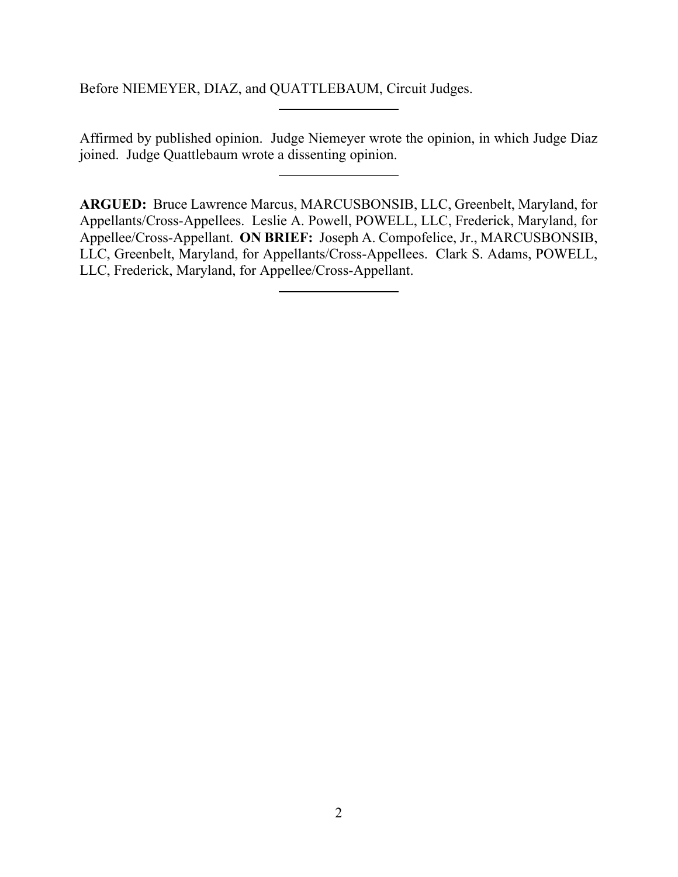Before NIEMEYER, DIAZ, and QUATTLEBAUM, Circuit Judges.

---

Affirmed by published opinion. Judge Niemeyer wrote the opinion, in which Judge Diaz joined. Judge Quattlebaum wrote a dissenting opinion.

---

**ARGUED:** Bruce Lawrence Marcus, MARCUSBONSIB, LLC, Greenbelt, Maryland, for Appellants/Cross-Appellees. Leslie A. Powell, POWELL, LLC, Frederick, Maryland, for Appellee/Cross-Appellant. **ON BRIEF:** Joseph A. Compofelice, Jr., MARCUSBONSIB, LLC, Greenbelt, Maryland, for Appellants/Cross-Appellees. Clark S. Adams, POWELL, LLC, Frederick, Maryland, for Appellee/Cross-Appellant.

---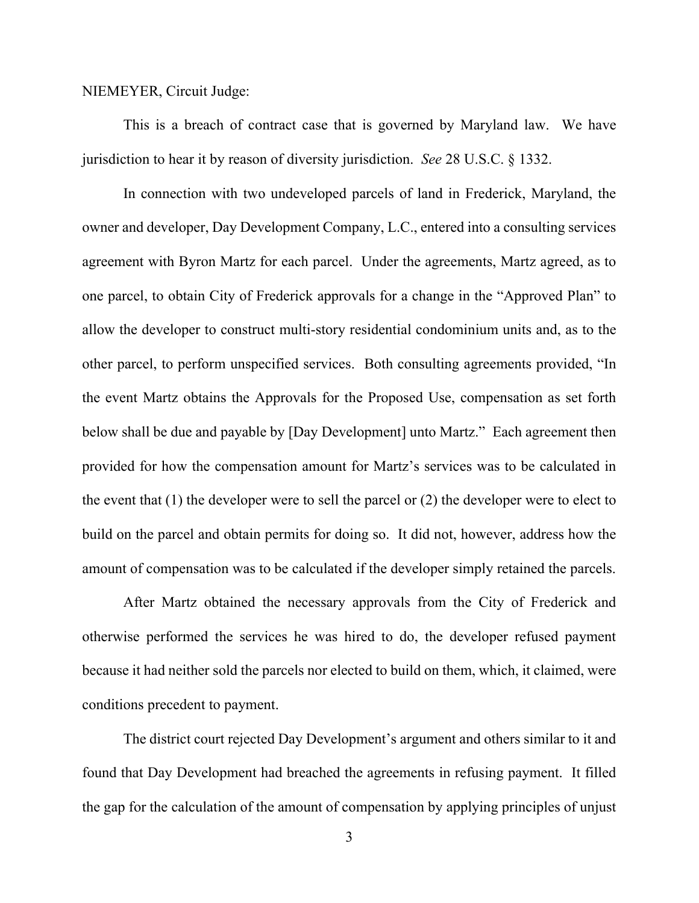NIEMEYER, Circuit Judge:

This is a breach of contract case that is governed by Maryland law. We have jurisdiction to hear it by reason of diversity jurisdiction. *See* 28 U.S.C. § 1332.

In connection with two undeveloped parcels of land in Frederick, Maryland, the owner and developer, Day Development Company, L.C., entered into a consulting services agreement with Byron Martz for each parcel. Under the agreements, Martz agreed, as to one parcel, to obtain City of Frederick approvals for a change in the "Approved Plan" to allow the developer to construct multi-story residential condominium units and, as to the other parcel, to perform unspecified services. Both consulting agreements provided, "In the event Martz obtains the Approvals for the Proposed Use, compensation as set forth below shall be due and payable by [Day Development] unto Martz." Each agreement then provided for how the compensation amount for Martz's services was to be calculated in the event that (1) the developer were to sell the parcel or (2) the developer were to elect to build on the parcel and obtain permits for doing so. It did not, however, address how the amount of compensation was to be calculated if the developer simply retained the parcels.

After Martz obtained the necessary approvals from the City of Frederick and otherwise performed the services he was hired to do, the developer refused payment because it had neither sold the parcels nor elected to build on them, which, it claimed, were conditions precedent to payment.

The district court rejected Day Development's argument and others similar to it and found that Day Development had breached the agreements in refusing payment. It filled the gap for the calculation of the amount of compensation by applying principles of unjust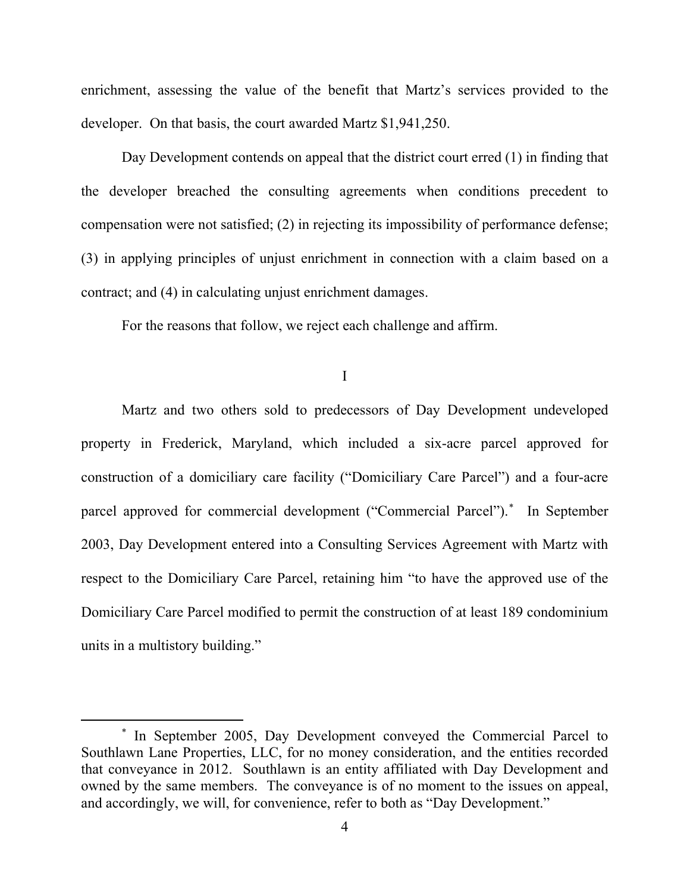enrichment, assessing the value of the benefit that Martz's services provided to the developer. On that basis, the court awarded Martz $1,941,250.

Day Development contends on appeal that the district court erred (1) in finding that the developer breached the consulting agreements when conditions precedent to compensation were not satisfied; (2) in rejecting its impossibility of performance defense; (3) in applying principles of unjust enrichment in connection with a claim based on a contract; and (4) in calculating unjust enrichment damages.

For the reasons that follow, we reject each challenge and affirm.

## I

Martz and two others sold to predecessors of Day Development undeveloped property in Frederick, Maryland, which included a six-acre parcel approved for construction of a domiciliary care facility ("Domiciliary Care Parcel") and a four-acre parcel approved for commercial development ("Commercial Parcel").[*] In September 2003, Day Development entered into a Consulting Services Agreement with Martz with respect to the Domiciliary Care Parcel, retaining him "to have the approved use of the Domiciliary Care Parcel modified to permit the construction of at least 189 condominium units in a multistory building."

[*] In September 2005, Day Development conveyed the Commercial Parcel to Southlawn Lane Properties, LLC, for no money consideration, and the entities recorded that conveyance in 2012. Southlawn is an entity affiliated with Day Development and owned by the same members. The conveyance is of no moment to the issues on appeal, and accordingly, we will, for convenience, refer to both as "Day Development."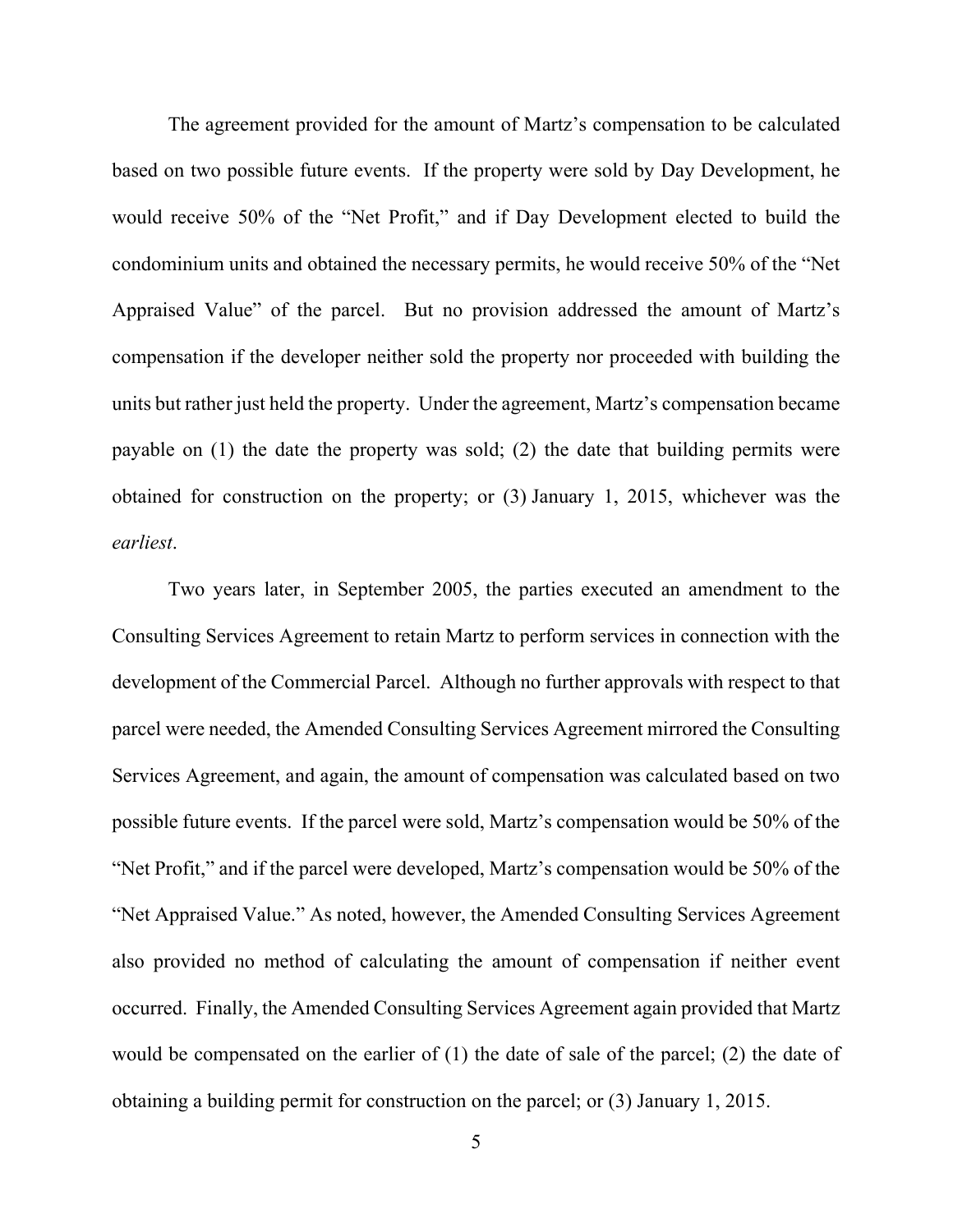The agreement provided for the amount of Martz's compensation to be calculated based on two possible future events. If the property were sold by Day Development, he would receive 50% of the "Net Profit," and if Day Development elected to build the condominium units and obtained the necessary permits, he would receive 50% of the "Net Appraised Value" of the parcel. But no provision addressed the amount of Martz's compensation if the developer neither sold the property nor proceeded with building the units but rather just held the property. Under the agreement, Martz's compensation became payable on (1) the date the property was sold; (2) the date that building permits were obtained for construction on the property; or (3) January 1, 2015, whichever was the *earliest*.

Two years later, in September 2005, the parties executed an amendment to the Consulting Services Agreement to retain Martz to perform services in connection with the development of the Commercial Parcel. Although no further approvals with respect to that parcel were needed, the Amended Consulting Services Agreement mirrored the Consulting Services Agreement, and again, the amount of compensation was calculated based on two possible future events. If the parcel were sold, Martz's compensation would be 50% of the "Net Profit," and if the parcel were developed, Martz's compensation would be 50% of the "Net Appraised Value." As noted, however, the Amended Consulting Services Agreement also provided no method of calculating the amount of compensation if neither event occurred. Finally, the Amended Consulting Services Agreement again provided that Martz would be compensated on the earlier of (1) the date of sale of the parcel; (2) the date of obtaining a building permit for construction on the parcel; or (3) January 1, 2015.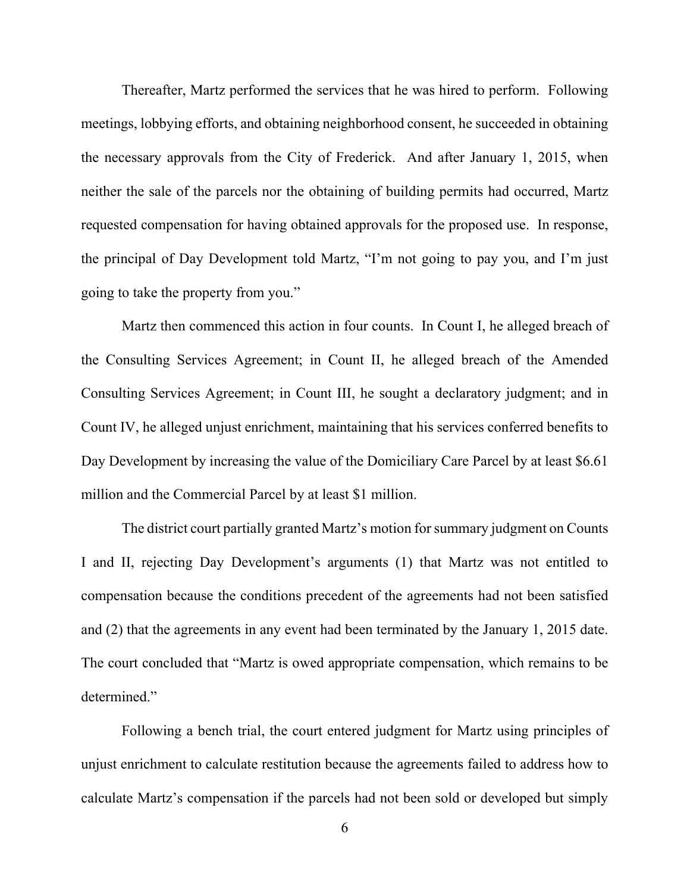Thereafter, Martz performed the services that he was hired to perform. Following meetings, lobbying efforts, and obtaining neighborhood consent, he succeeded in obtaining the necessary approvals from the City of Frederick. And after January 1, 2015, when neither the sale of the parcels nor the obtaining of building permits had occurred, Martz requested compensation for having obtained approvals for the proposed use. In response, the principal of Day Development told Martz, "I'm not going to pay you, and I'm just going to take the property from you."

Martz then commenced this action in four counts. In Count I, he alleged breach of the Consulting Services Agreement; in Count II, he alleged breach of the Amended Consulting Services Agreement; in Count III, he sought a declaratory judgment; and in Count IV, he alleged unjust enrichment, maintaining that his services conferred benefits to Day Development by increasing the value of the Domiciliary Care Parcel by at least \$6.61 million and the Commercial Parcel by at least \$1 million.

The district court partially granted Martz's motion for summary judgment on Counts I and II, rejecting Day Development's arguments (1) that Martz was not entitled to compensation because the conditions precedent of the agreements had not been satisfied and (2) that the agreements in any event had been terminated by the January 1, 2015 date. The court concluded that "Martz is owed appropriate compensation, which remains to be determined."

Following a bench trial, the court entered judgment for Martz using principles of unjust enrichment to calculate restitution because the agreements failed to address how to calculate Martz's compensation if the parcels had not been sold or developed but simply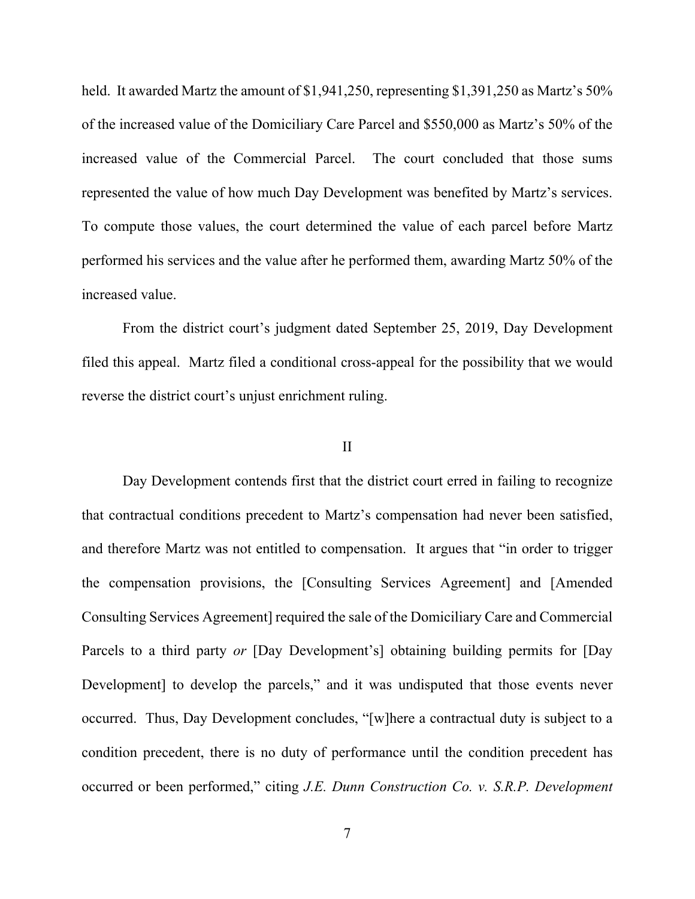held. It awarded Martz the amount of $1,941,250, representing $1,391,250 as Martz's 50% of the increased value of the Domiciliary Care Parcel and $550,000 as Martz's 50% of the increased value of the Commercial Parcel. The court concluded that those sums represented the value of how much Day Development was benefited by Martz's services. To compute those values, the court determined the value of each parcel before Martz performed his services and the value after he performed them, awarding Martz 50% of the increased value.

From the district court's judgment dated September 25, 2019, Day Development filed this appeal. Martz filed a conditional cross-appeal for the possibility that we would reverse the district court's unjust enrichment ruling.

## II

Day Development contends first that the district court erred in failing to recognize that contractual conditions precedent to Martz's compensation had never been satisfied, and therefore Martz was not entitled to compensation. It argues that "in order to trigger the compensation provisions, the [Consulting Services Agreement] and [Amended Consulting Services Agreement] required the sale of the Domiciliary Care and Commercial Parcels to a third party *or* [Day Development's] obtaining building permits for [Day Development] to develop the parcels," and it was undisputed that those events never occurred. Thus, Day Development concludes, "[w]here a contractual duty is subject to a condition precedent, there is no duty of performance until the condition precedent has occurred or been performed," citing *J.E. Dunn Construction Co. v. S.R.P. Development*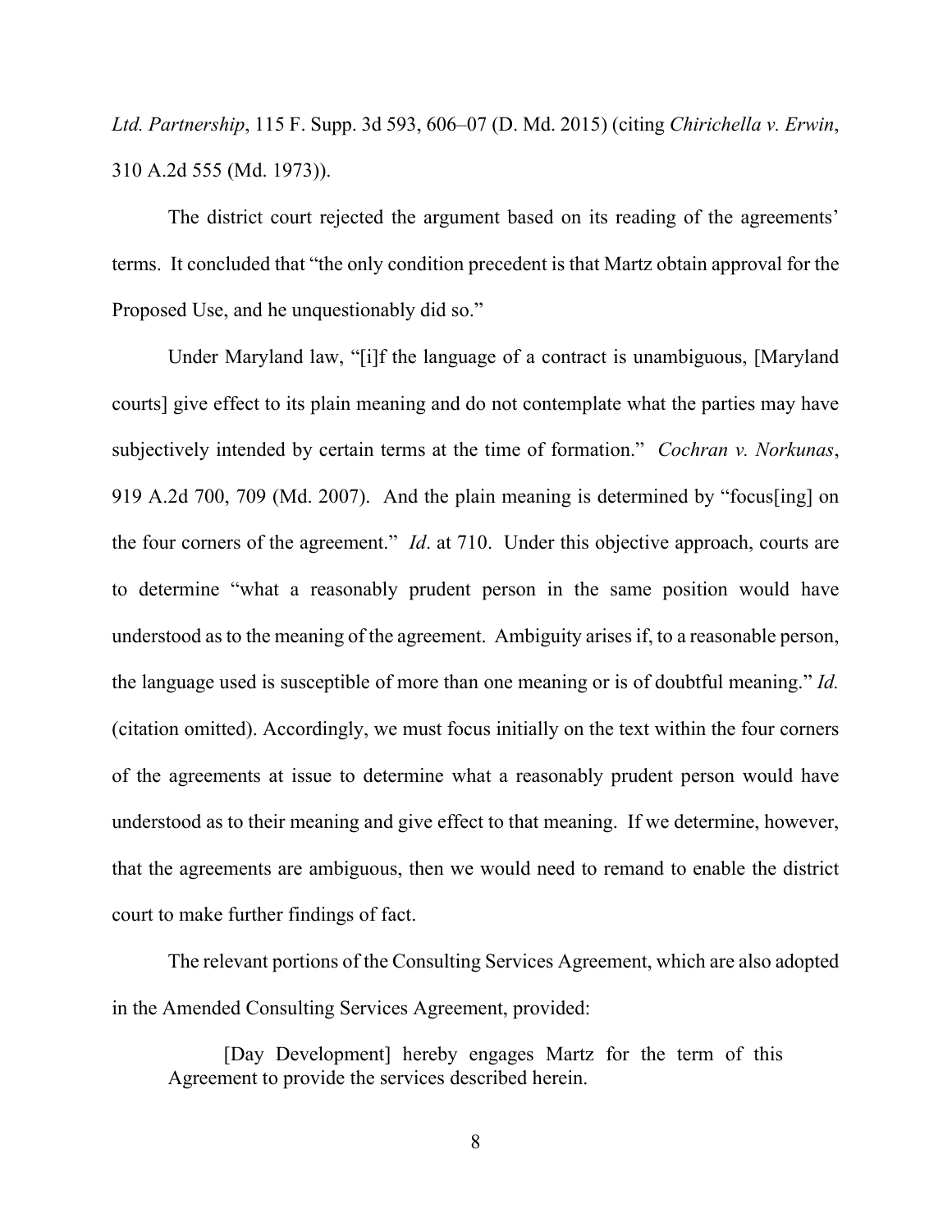*Ltd. Partnership*, 115 F. Supp. 3d 593, 606–07 (D. Md. 2015) (citing *Chirichella v. Erwin*, 310 A.2d 555 (Md. 1973)).

The district court rejected the argument based on its reading of the agreements' terms. It concluded that "the only condition precedent is that Martz obtain approval for the Proposed Use, and he unquestionably did so."

Under Maryland law, "[i]f the language of a contract is unambiguous, [Maryland courts] give effect to its plain meaning and do not contemplate what the parties may have subjectively intended by certain terms at the time of formation." *Cochran v. Norkunas*, 919 A.2d 700, 709 (Md. 2007). And the plain meaning is determined by "focus[ing] on the four corners of the agreement." *Id*. at 710. Under this objective approach, courts are to determine "what a reasonably prudent person in the same position would have understood as to the meaning of the agreement. Ambiguity arises if, to a reasonable person, the language used is susceptible of more than one meaning or is of doubtful meaning." *Id.* (citation omitted). Accordingly, we must focus initially on the text within the four corners of the agreements at issue to determine what a reasonably prudent person would have understood as to their meaning and give effect to that meaning. If we determine, however, that the agreements are ambiguous, then we would need to remand to enable the district court to make further findings of fact.

The relevant portions of the Consulting Services Agreement, which are also adopted in the Amended Consulting Services Agreement, provided:

> [Day Development] hereby engages Martz for the term of this Agreement to provide the services described herein.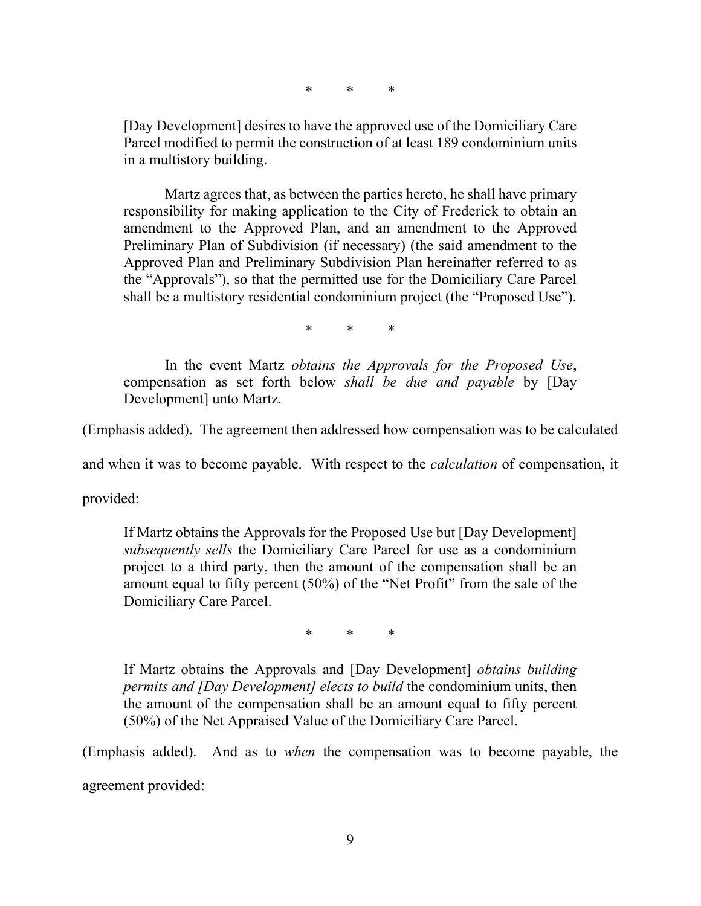\*     \*     \*

> [Day Development] desires to have the approved use of the Domiciliary Care Parcel modified to permit the construction of at least 189 condominium units in a multistory building.
>
> Martz agrees that, as between the parties hereto, he shall have primary responsibility for making application to the City of Frederick to obtain an amendment to the Approved Plan, and an amendment to the Approved Preliminary Plan of Subdivision (if necessary) (the said amendment to the Approved Plan and Preliminary Subdivision Plan hereinafter referred to as the "Approvals"), so that the permitted use for the Domiciliary Care Parcel shall be a multistory residential condominium project (the "Proposed Use").
>
> \*     \*     \*
>
> In the event Martz *obtains the Approvals for the Proposed Use*, compensation as set forth below *shall be due and payable* by [Day Development] unto Martz.

(Emphasis added). The agreement then addressed how compensation was to be calculated and when it was to become payable. With respect to the *calculation* of compensation, it provided:

> If Martz obtains the Approvals for the Proposed Use but [Day Development] *subsequently sells* the Domiciliary Care Parcel for use as a condominium project to a third party, then the amount of the compensation shall be an amount equal to fifty percent (50%) of the "Net Profit" from the sale of the Domiciliary Care Parcel.
>
> \*     \*     \*
>
> If Martz obtains the Approvals and [Day Development] *obtains building permits and [Day Development] elects to build* the condominium units, then the amount of the compensation shall be an amount equal to fifty percent (50%) of the Net Appraised Value of the Domiciliary Care Parcel.

(Emphasis added). And as to *when* the compensation was to become payable, the agreement provided: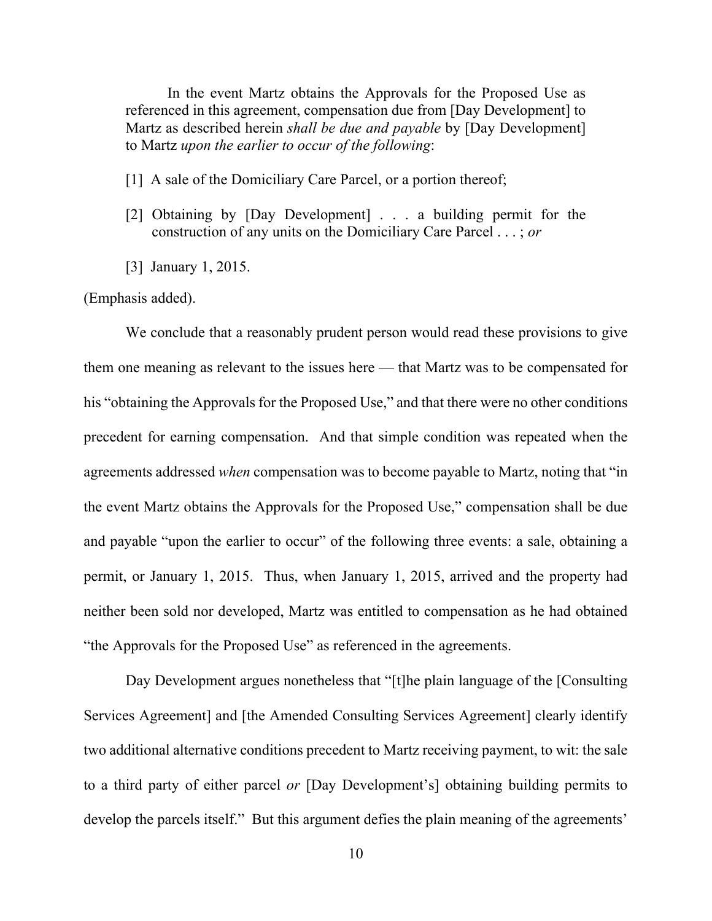> In the event Martz obtains the Approvals for the Proposed Use as referenced in this agreement, compensation due from [Day Development] to Martz as described herein *shall be due and payable* by [Day Development] to Martz *upon the earlier to occur of the following*:
>
> [1] A sale of the Domiciliary Care Parcel, or a portion thereof;
>
> [2] Obtaining by [Day Development] . . . a building permit for the construction of any units on the Domiciliary Care Parcel . . . ; *or*
>
> [3] January 1, 2015.

(Emphasis added).

We conclude that a reasonably prudent person would read these provisions to give them one meaning as relevant to the issues here — that Martz was to be compensated for his "obtaining the Approvals for the Proposed Use," and that there were no other conditions precedent for earning compensation. And that simple condition was repeated when the agreements addressed *when* compensation was to become payable to Martz, noting that "in the event Martz obtains the Approvals for the Proposed Use," compensation shall be due and payable "upon the earlier to occur" of the following three events: a sale, obtaining a permit, or January 1, 2015. Thus, when January 1, 2015, arrived and the property had neither been sold nor developed, Martz was entitled to compensation as he had obtained "the Approvals for the Proposed Use" as referenced in the agreements.

Day Development argues nonetheless that "[t]he plain language of the [Consulting Services Agreement] and [the Amended Consulting Services Agreement] clearly identify two additional alternative conditions precedent to Martz receiving payment, to wit: the sale to a third party of either parcel *or* [Day Development's] obtaining building permits to develop the parcels itself." But this argument defies the plain meaning of the agreements'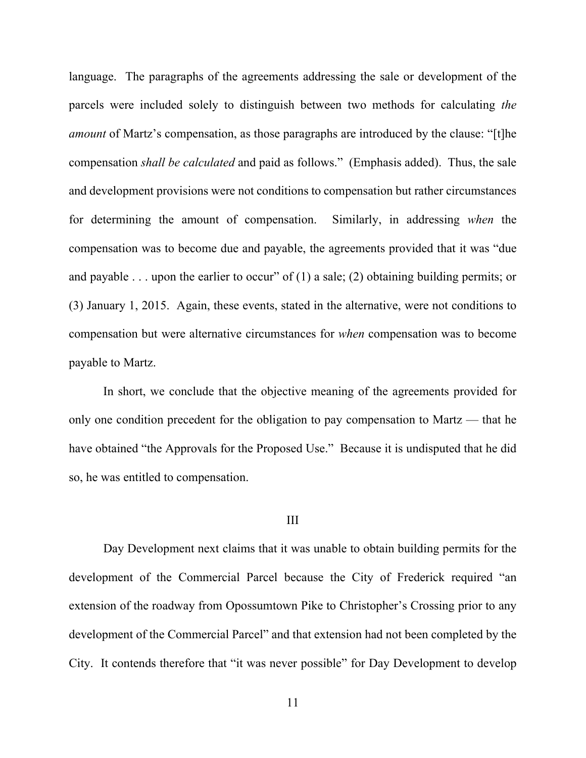language. The paragraphs of the agreements addressing the sale or development of the parcels were included solely to distinguish between two methods for calculating *the amount* of Martz's compensation, as those paragraphs are introduced by the clause: "[t]he compensation *shall be calculated* and paid as follows." (Emphasis added). Thus, the sale and development provisions were not conditions to compensation but rather circumstances for determining the amount of compensation. Similarly, in addressing *when* the compensation was to become due and payable, the agreements provided that it was "due and payable . . . upon the earlier to occur" of (1) a sale; (2) obtaining building permits; or (3) January 1, 2015. Again, these events, stated in the alternative, were not conditions to compensation but were alternative circumstances for *when* compensation was to become payable to Martz.

In short, we conclude that the objective meaning of the agreements provided for only one condition precedent for the obligation to pay compensation to Martz — that he have obtained "the Approvals for the Proposed Use." Because it is undisputed that he did so, he was entitled to compensation.

## III

Day Development next claims that it was unable to obtain building permits for the development of the Commercial Parcel because the City of Frederick required "an extension of the roadway from Opossumtown Pike to Christopher's Crossing prior to any development of the Commercial Parcel" and that extension had not been completed by the City. It contends therefore that "it was never possible" for Day Development to develop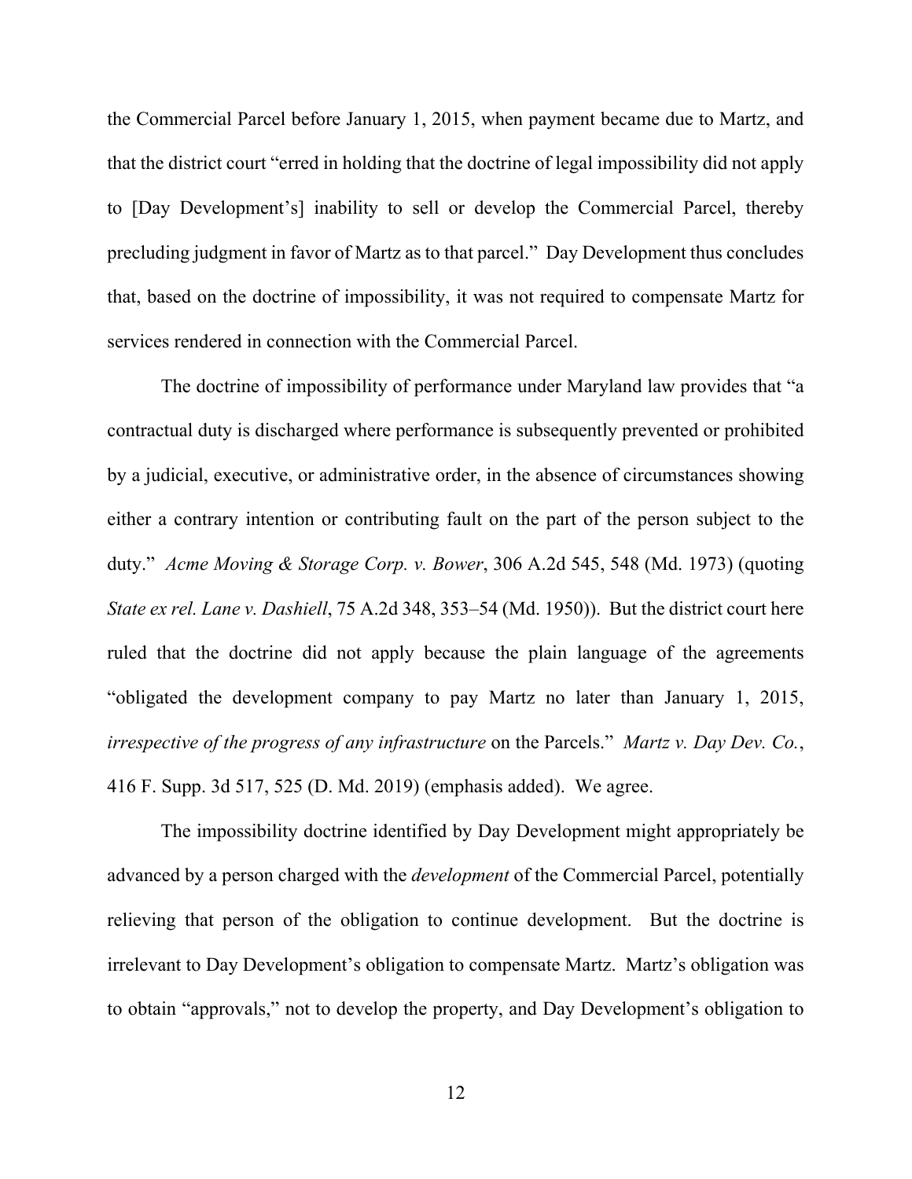the Commercial Parcel before January 1, 2015, when payment became due to Martz, and that the district court "erred in holding that the doctrine of legal impossibility did not apply to [Day Development's] inability to sell or develop the Commercial Parcel, thereby precluding judgment in favor of Martz as to that parcel." Day Development thus concludes that, based on the doctrine of impossibility, it was not required to compensate Martz for services rendered in connection with the Commercial Parcel.

The doctrine of impossibility of performance under Maryland law provides that "a contractual duty is discharged where performance is subsequently prevented or prohibited by a judicial, executive, or administrative order, in the absence of circumstances showing either a contrary intention or contributing fault on the part of the person subject to the duty." *Acme Moving & Storage Corp. v. Bower*, 306 A.2d 545, 548 (Md. 1973) (quoting *State ex rel. Lane v. Dashiell*, 75 A.2d 348, 353–54 (Md. 1950)). But the district court here ruled that the doctrine did not apply because the plain language of the agreements "obligated the development company to pay Martz no later than January 1, 2015, *irrespective of the progress of any infrastructure* on the Parcels." *Martz v. Day Dev. Co.*, 416 F. Supp. 3d 517, 525 (D. Md. 2019) (emphasis added). We agree.

The impossibility doctrine identified by Day Development might appropriately be advanced by a person charged with the *development* of the Commercial Parcel, potentially relieving that person of the obligation to continue development. But the doctrine is irrelevant to Day Development's obligation to compensate Martz. Martz's obligation was to obtain "approvals," not to develop the property, and Day Development's obligation to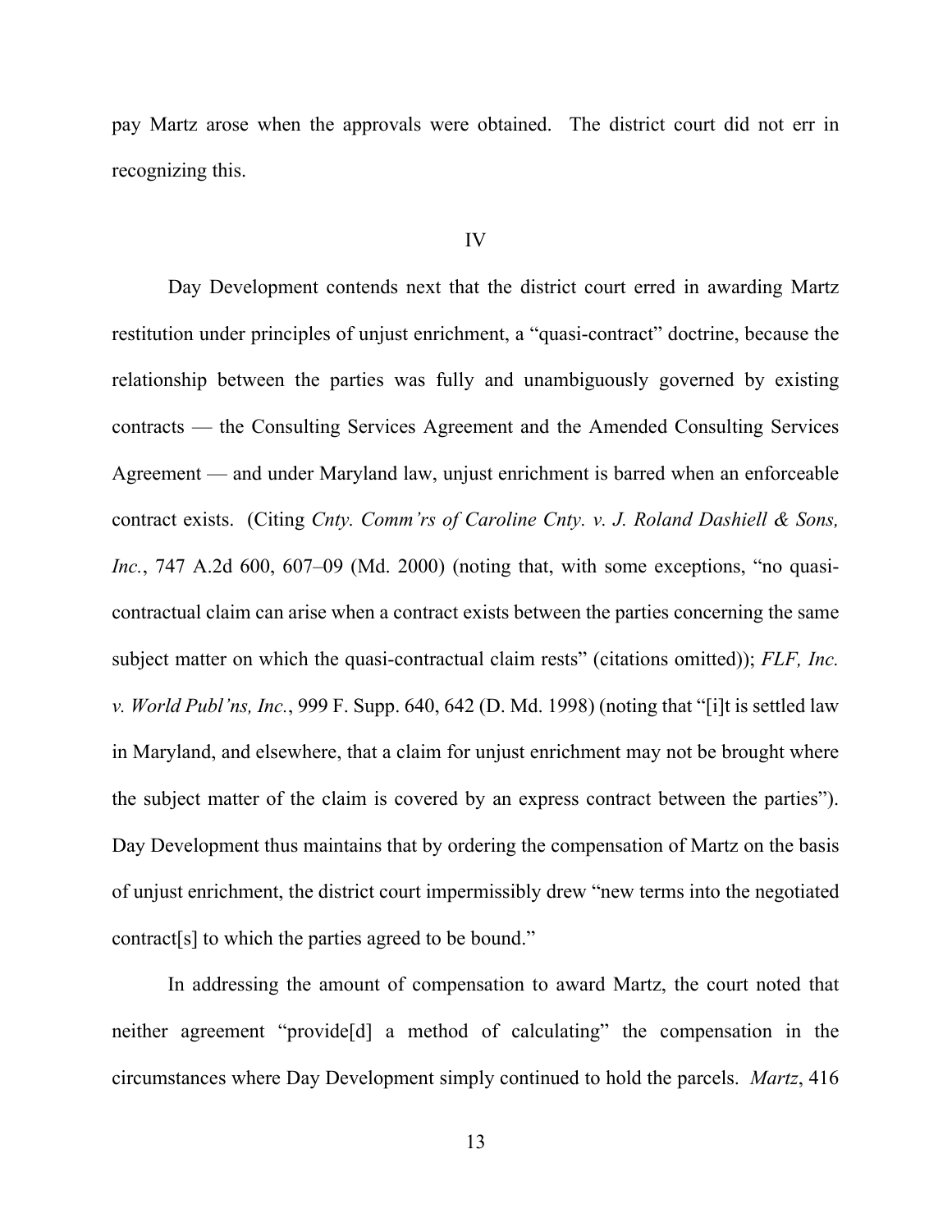pay Martz arose when the approvals were obtained. The district court did not err in recognizing this.

IV

Day Development contends next that the district court erred in awarding Martz restitution under principles of unjust enrichment, a "quasi-contract" doctrine, because the relationship between the parties was fully and unambiguously governed by existing contracts — the Consulting Services Agreement and the Amended Consulting Services Agreement — and under Maryland law, unjust enrichment is barred when an enforceable contract exists. (Citing *Cnty. Comm'rs of Caroline Cnty. v. J. Roland Dashiell & Sons, Inc.*, 747 A.2d 600, 607–09 (Md. 2000) (noting that, with some exceptions, "no quasi-contractual claim can arise when a contract exists between the parties concerning the same subject matter on which the quasi-contractual claim rests" (citations omitted)); *FLF, Inc. v. World Publ'ns, Inc.*, 999 F. Supp. 640, 642 (D. Md. 1998) (noting that "[i]t is settled law in Maryland, and elsewhere, that a claim for unjust enrichment may not be brought where the subject matter of the claim is covered by an express contract between the parties"). Day Development thus maintains that by ordering the compensation of Martz on the basis of unjust enrichment, the district court impermissibly drew "new terms into the negotiated contract[s] to which the parties agreed to be bound."

In addressing the amount of compensation to award Martz, the court noted that neither agreement "provide[d] a method of calculating" the compensation in the circumstances where Day Development simply continued to hold the parcels. *Martz*, 416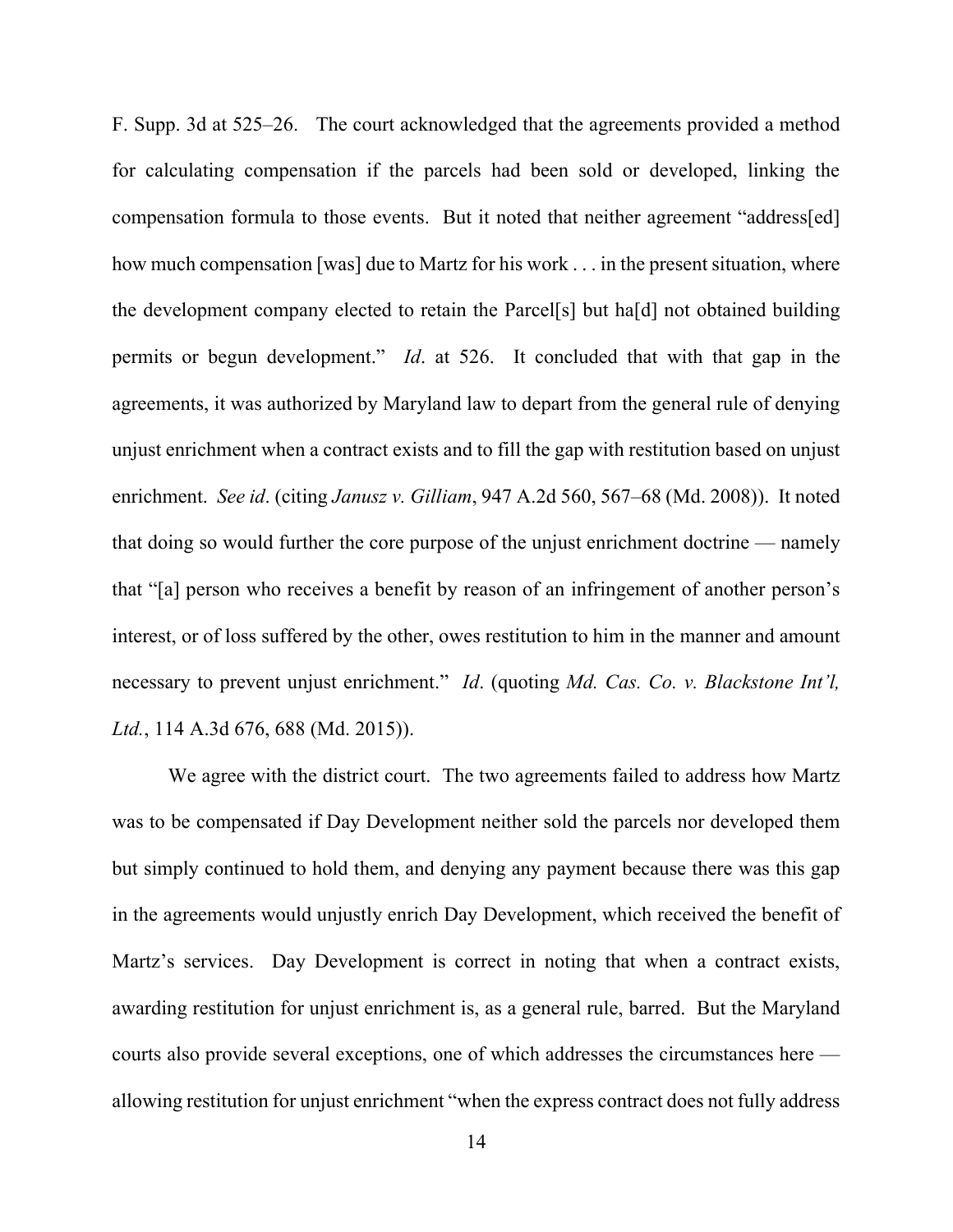F. Supp. 3d at 525–26. The court acknowledged that the agreements provided a method for calculating compensation if the parcels had been sold or developed, linking the compensation formula to those events. But it noted that neither agreement "address[ed] how much compensation [was] due to Martz for his work . . . in the present situation, where the development company elected to retain the Parcel[s] but ha[d] not obtained building permits or begun development." *Id*. at 526. It concluded that with that gap in the agreements, it was authorized by Maryland law to depart from the general rule of denying unjust enrichment when a contract exists and to fill the gap with restitution based on unjust enrichment. *See id*. (citing *Janusz v. Gilliam*, 947 A.2d 560, 567–68 (Md. 2008)). It noted that doing so would further the core purpose of the unjust enrichment doctrine — namely that "[a] person who receives a benefit by reason of an infringement of another person's interest, or of loss suffered by the other, owes restitution to him in the manner and amount necessary to prevent unjust enrichment." *Id*. (quoting *Md. Cas. Co. v. Blackstone Int'l, Ltd.*, 114 A.3d 676, 688 (Md. 2015)).

We agree with the district court. The two agreements failed to address how Martz was to be compensated if Day Development neither sold the parcels nor developed them but simply continued to hold them, and denying any payment because there was this gap in the agreements would unjustly enrich Day Development, which received the benefit of Martz's services. Day Development is correct in noting that when a contract exists, awarding restitution for unjust enrichment is, as a general rule, barred. But the Maryland courts also provide several exceptions, one of which addresses the circumstances here — allowing restitution for unjust enrichment "when the express contract does not fully address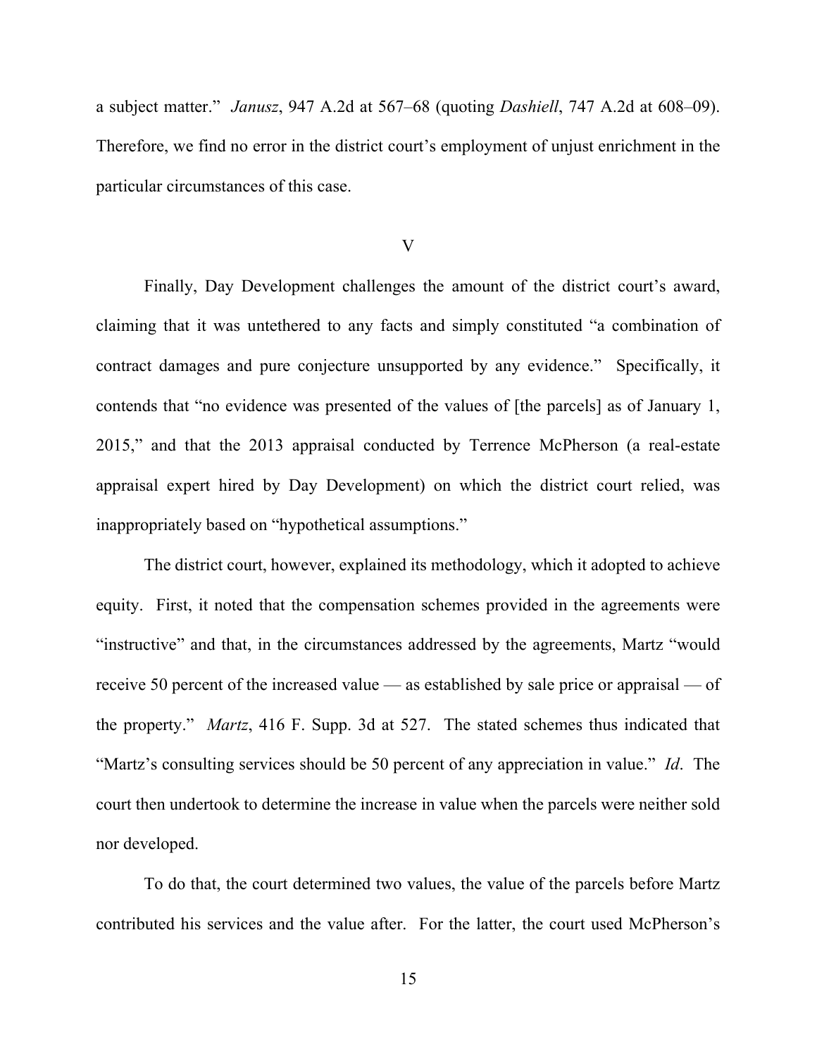a subject matter." *Janusz*, 947 A.2d at 567–68 (quoting *Dashiell*, 747 A.2d at 608–09). Therefore, we find no error in the district court's employment of unjust enrichment in the particular circumstances of this case.

## V

Finally, Day Development challenges the amount of the district court's award, claiming that it was untethered to any facts and simply constituted "a combination of contract damages and pure conjecture unsupported by any evidence." Specifically, it contends that "no evidence was presented of the values of [the parcels] as of January 1, 2015," and that the 2013 appraisal conducted by Terrence McPherson (a real-estate appraisal expert hired by Day Development) on which the district court relied, was inappropriately based on "hypothetical assumptions."

The district court, however, explained its methodology, which it adopted to achieve equity. First, it noted that the compensation schemes provided in the agreements were "instructive" and that, in the circumstances addressed by the agreements, Martz "would receive 50 percent of the increased value — as established by sale price or appraisal — of the property." *Martz*, 416 F. Supp. 3d at 527. The stated schemes thus indicated that "Martz's consulting services should be 50 percent of any appreciation in value." *Id*. The court then undertook to determine the increase in value when the parcels were neither sold nor developed.

To do that, the court determined two values, the value of the parcels before Martz contributed his services and the value after. For the latter, the court used McPherson's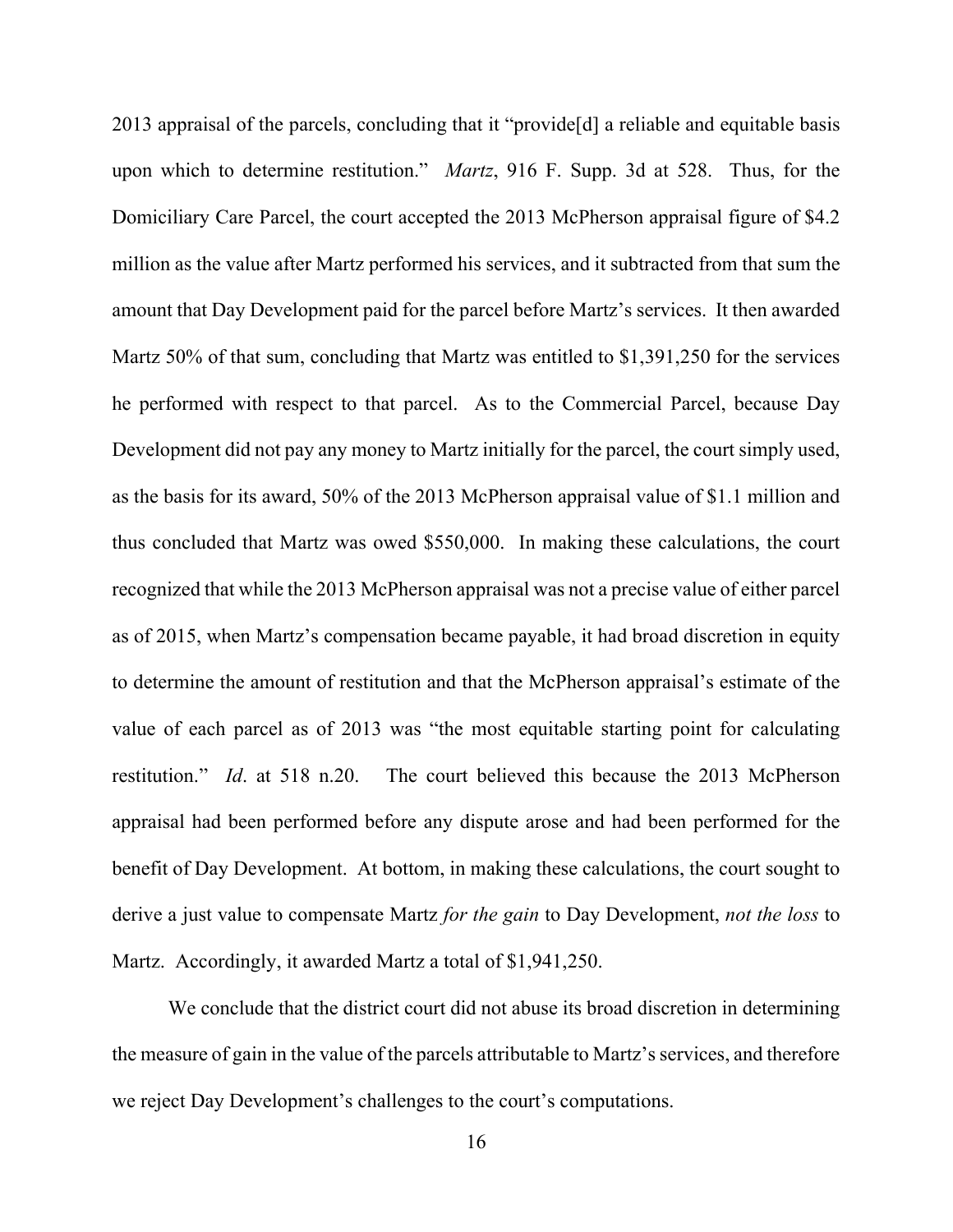2013 appraisal of the parcels, concluding that it "provide[d] a reliable and equitable basis upon which to determine restitution." *Martz*, 916 F. Supp. 3d at 528. Thus, for the Domiciliary Care Parcel, the court accepted the 2013 McPherson appraisal figure of $4.2 million as the value after Martz performed his services, and it subtracted from that sum the amount that Day Development paid for the parcel before Martz's services. It then awarded Martz 50% of that sum, concluding that Martz was entitled to $1,391,250 for the services he performed with respect to that parcel. As to the Commercial Parcel, because Day Development did not pay any money to Martz initially for the parcel, the court simply used, as the basis for its award, 50% of the 2013 McPherson appraisal value of $1.1 million and thus concluded that Martz was owed $550,000. In making these calculations, the court recognized that while the 2013 McPherson appraisal was not a precise value of either parcel as of 2015, when Martz's compensation became payable, it had broad discretion in equity to determine the amount of restitution and that the McPherson appraisal's estimate of the value of each parcel as of 2013 was "the most equitable starting point for calculating restitution." *Id*. at 518 n.20. The court believed this because the 2013 McPherson appraisal had been performed before any dispute arose and had been performed for the benefit of Day Development. At bottom, in making these calculations, the court sought to derive a just value to compensate Martz *for the gain* to Day Development, *not the loss* to Martz. Accordingly, it awarded Martz a total of $1,941,250.

We conclude that the district court did not abuse its broad discretion in determining the measure of gain in the value of the parcels attributable to Martz's services, and therefore we reject Day Development's challenges to the court's computations.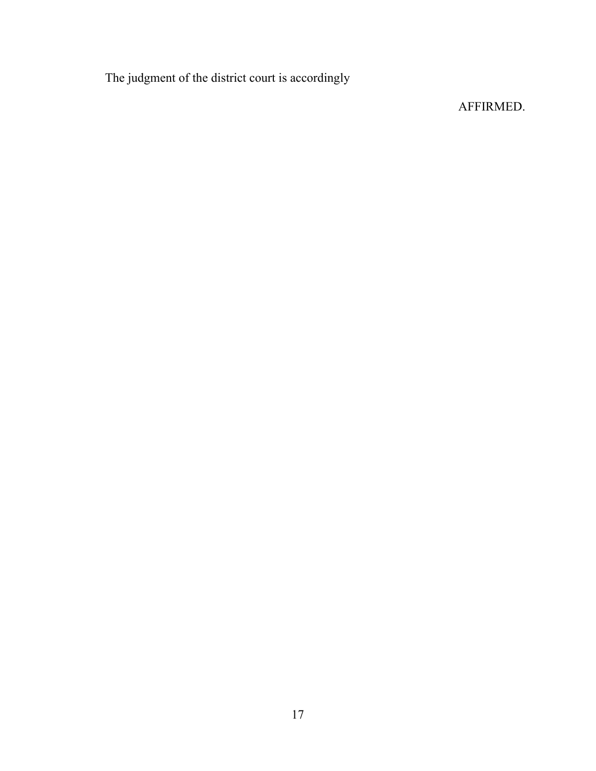The judgment of the district court is accordingly

AFFIRMED.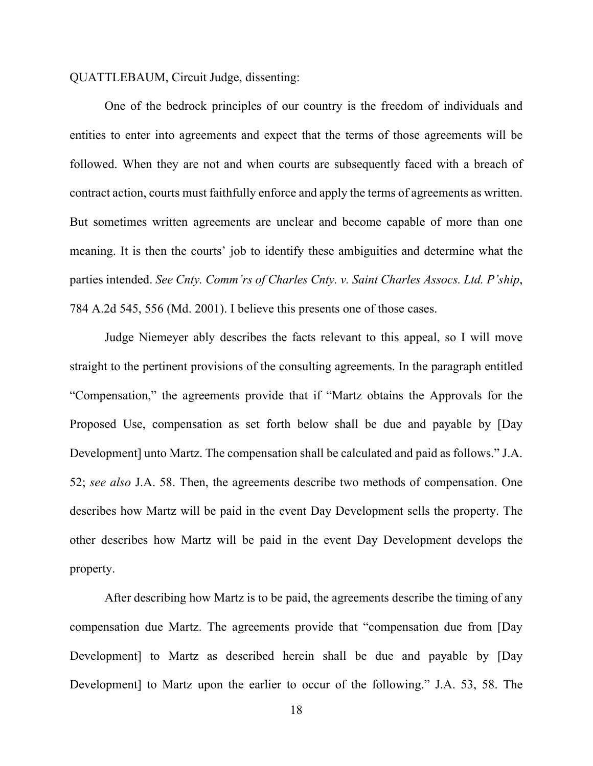QUATTLEBAUM, Circuit Judge, dissenting:

One of the bedrock principles of our country is the freedom of individuals and entities to enter into agreements and expect that the terms of those agreements will be followed. When they are not and when courts are subsequently faced with a breach of contract action, courts must faithfully enforce and apply the terms of agreements as written. But sometimes written agreements are unclear and become capable of more than one meaning. It is then the courts' job to identify these ambiguities and determine what the parties intended. *See Cnty. Comm'rs of Charles Cnty. v. Saint Charles Assocs. Ltd. P'ship*, 784 A.2d 545, 556 (Md. 2001). I believe this presents one of those cases.

Judge Niemeyer ably describes the facts relevant to this appeal, so I will move straight to the pertinent provisions of the consulting agreements. In the paragraph entitled "Compensation," the agreements provide that if "Martz obtains the Approvals for the Proposed Use, compensation as set forth below shall be due and payable by [Day Development] unto Martz. The compensation shall be calculated and paid as follows." J.A. 52; *see also* J.A. 58. Then, the agreements describe two methods of compensation. One describes how Martz will be paid in the event Day Development sells the property. The other describes how Martz will be paid in the event Day Development develops the property.

After describing how Martz is to be paid, the agreements describe the timing of any compensation due Martz. The agreements provide that "compensation due from [Day Development] to Martz as described herein shall be due and payable by [Day Development] to Martz upon the earlier to occur of the following." J.A. 53, 58. The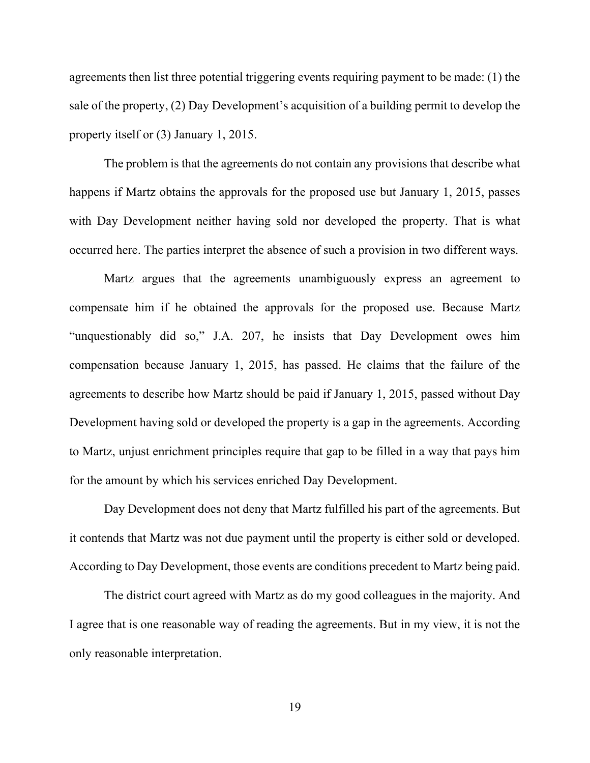agreements then list three potential triggering events requiring payment to be made: (1) the sale of the property, (2) Day Development's acquisition of a building permit to develop the property itself or (3) January 1, 2015.

The problem is that the agreements do not contain any provisions that describe what happens if Martz obtains the approvals for the proposed use but January 1, 2015, passes with Day Development neither having sold nor developed the property. That is what occurred here. The parties interpret the absence of such a provision in two different ways.

Martz argues that the agreements unambiguously express an agreement to compensate him if he obtained the approvals for the proposed use. Because Martz "unquestionably did so," J.A. 207, he insists that Day Development owes him compensation because January 1, 2015, has passed. He claims that the failure of the agreements to describe how Martz should be paid if January 1, 2015, passed without Day Development having sold or developed the property is a gap in the agreements. According to Martz, unjust enrichment principles require that gap to be filled in a way that pays him for the amount by which his services enriched Day Development.

Day Development does not deny that Martz fulfilled his part of the agreements. But it contends that Martz was not due payment until the property is either sold or developed. According to Day Development, those events are conditions precedent to Martz being paid.

The district court agreed with Martz as do my good colleagues in the majority. And I agree that is one reasonable way of reading the agreements. But in my view, it is not the only reasonable interpretation.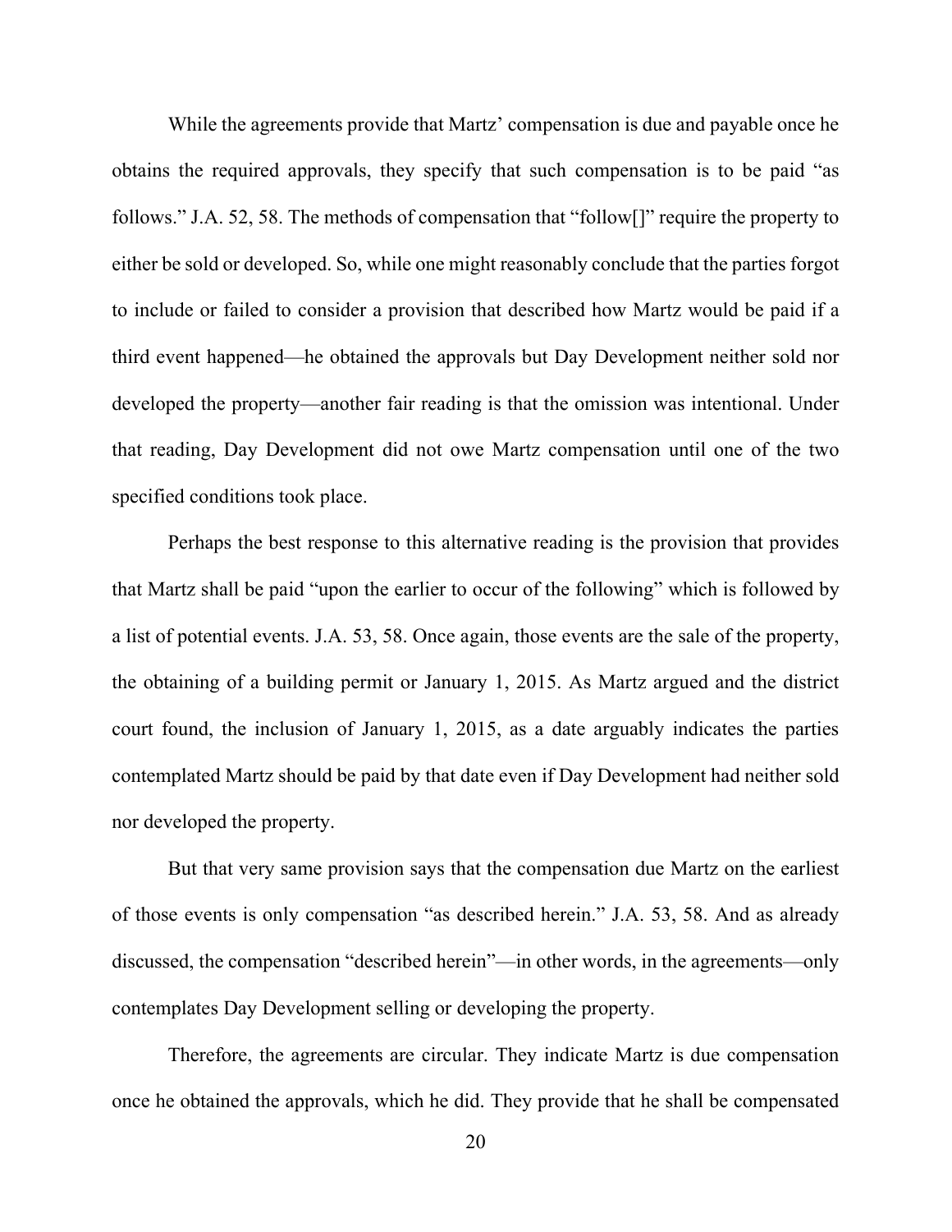While the agreements provide that Martz' compensation is due and payable once he obtains the required approvals, they specify that such compensation is to be paid "as follows." J.A. 52, 58. The methods of compensation that "follow[]" require the property to either be sold or developed. So, while one might reasonably conclude that the parties forgot to include or failed to consider a provision that described how Martz would be paid if a third event happened—he obtained the approvals but Day Development neither sold nor developed the property—another fair reading is that the omission was intentional. Under that reading, Day Development did not owe Martz compensation until one of the two specified conditions took place.

Perhaps the best response to this alternative reading is the provision that provides that Martz shall be paid "upon the earlier to occur of the following" which is followed by a list of potential events. J.A. 53, 58. Once again, those events are the sale of the property, the obtaining of a building permit or January 1, 2015. As Martz argued and the district court found, the inclusion of January 1, 2015, as a date arguably indicates the parties contemplated Martz should be paid by that date even if Day Development had neither sold nor developed the property.

But that very same provision says that the compensation due Martz on the earliest of those events is only compensation "as described herein." J.A. 53, 58. And as already discussed, the compensation "described herein"—in other words, in the agreements—only contemplates Day Development selling or developing the property.

Therefore, the agreements are circular. They indicate Martz is due compensation once he obtained the approvals, which he did. They provide that he shall be compensated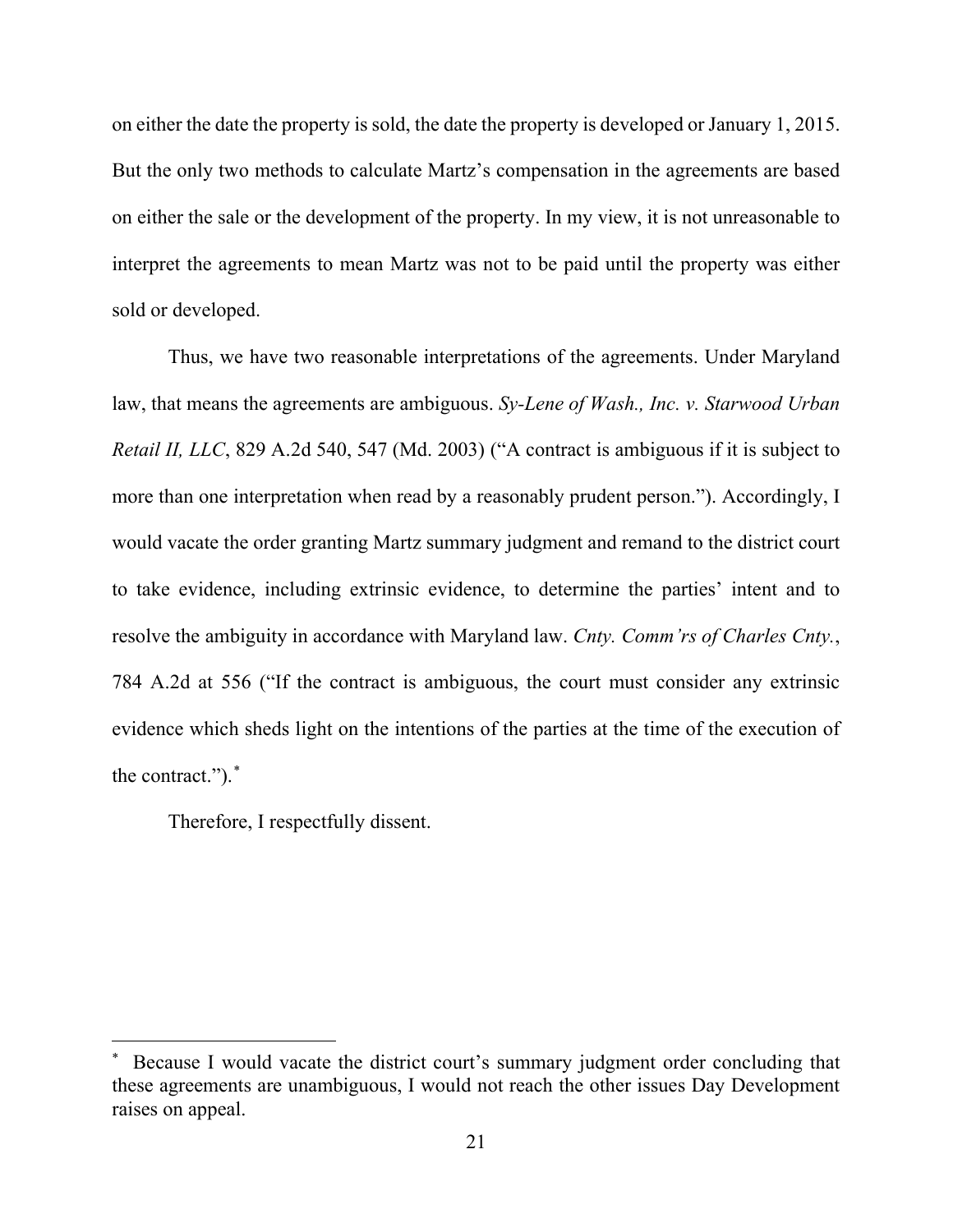on either the date the property is sold, the date the property is developed or January 1, 2015. But the only two methods to calculate Martz's compensation in the agreements are based on either the sale or the development of the property. In my view, it is not unreasonable to interpret the agreements to mean Martz was not to be paid until the property was either sold or developed.

Thus, we have two reasonable interpretations of the agreements. Under Maryland law, that means the agreements are ambiguous. *Sy-Lene of Wash., Inc. v. Starwood Urban Retail II, LLC*, 829 A.2d 540, 547 (Md. 2003) ("A contract is ambiguous if it is subject to more than one interpretation when read by a reasonably prudent person."). Accordingly, I would vacate the order granting Martz summary judgment and remand to the district court to take evidence, including extrinsic evidence, to determine the parties' intent and to resolve the ambiguity in accordance with Maryland law. *Cnty. Comm'rs of Charles Cnty.*, 784 A.2d at 556 ("If the contract is ambiguous, the court must consider any extrinsic evidence which sheds light on the intentions of the parties at the time of the execution of the contract.").[*]

Therefore, I respectfully dissent.

---

[*] Because I would vacate the district court's summary judgment order concluding that these agreements are unambiguous, I would not reach the other issues Day Development raises on appeal.